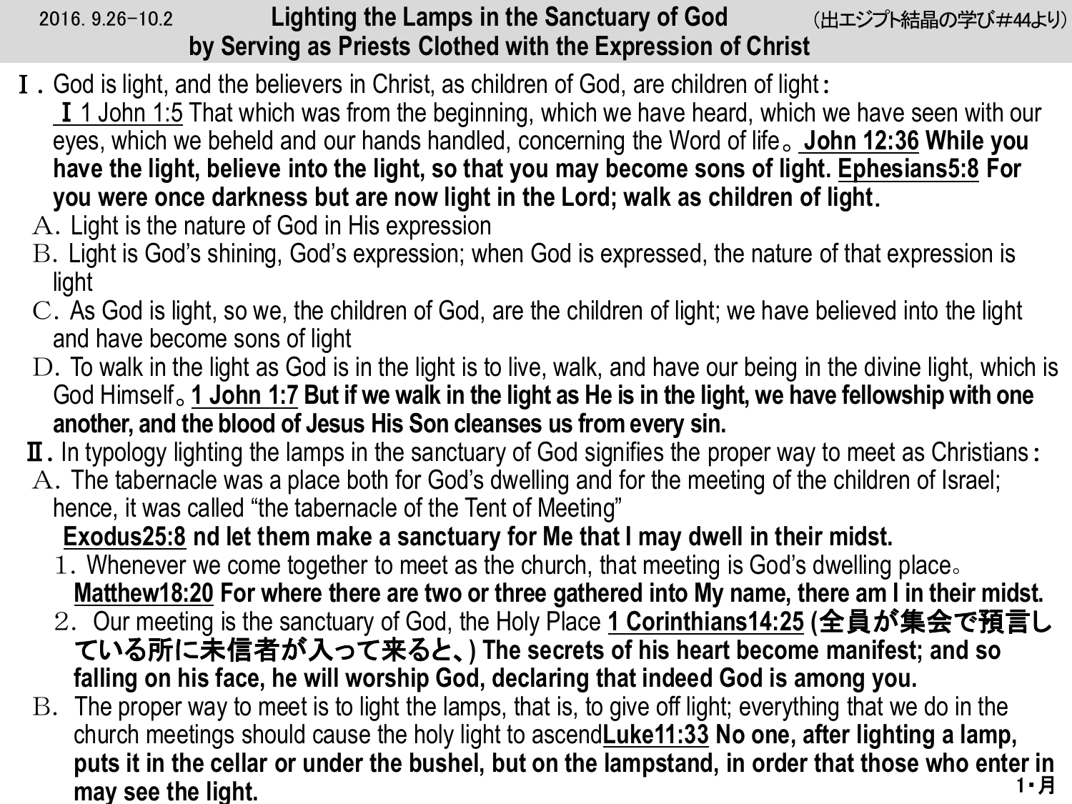2016. 9.26-10.2

# Lighting the Lamps in the Sanctuary of God by Serving as Priests Clothed with the Expression of Christ

（出エジプト結晶の学び#44より）

Ⅰ. God is light, and the believers in Christ, as children of God, are children of light：

Ⅰ 1 John 1:5 That which was from the beginning, which we have heard, which we have seen with our eyes, which we beheld and our hands handled, concerning the Word of life。 **John 12:36 While you have the light, believe into the light, so that you may become sons of light. Ephesians5:8 For you were once darkness but are now light in the Lord; walk as children of light.**

A. Light is the nature of God in His expression

B. Light is God's shining, God's expression; when God is expressed, the nature of that expression is light

C. As God is light, so we, the children of God, are the children of light; we have believed into the light and have become sons of light

D. To walk in the light as God is in the light is to live, walk, and have our being in the divine light, which is God Himself。**1 John 1:7 But if we walk in the light as He is in the light, we have fellowship with one another, and the blood of Jesus His Son cleanses us from every sin.**

Ⅱ. In typology lighting the lamps in the sanctuary of God signifies the proper way to meet as Christians：

A. The tabernacle was a place both for God's dwelling and for the meeting of the children of Israel; hence, it was called "the tabernacle of the Tent of Meeting"

**Exodus25:8 nd let them make a sanctuary for Me that I may dwell in their midst.**

1. Whenever we come together to meet as the church, that meeting is God's dwelling place。 **Matthew18:20 For where there are two or three gathered into My name, there am I in their midst.**

2. Our meeting is the sanctuary of God, the Holy Place **1 Corinthians14:25 (全員が集会で預言している所に未信者が入って来ると、) The secrets of his heart become manifest; and so falling on his face, he will worship God, declaring that indeed God is among you.**

B. The proper way to meet is to light the lamps, that is, to give off light; everything that we do in the church meetings should cause the holy light to ascend**Luke11:33 No one, after lighting a lamp, puts it in the cellar or under the bushel, but on the lampstand, in order that those who enter in may see the light.**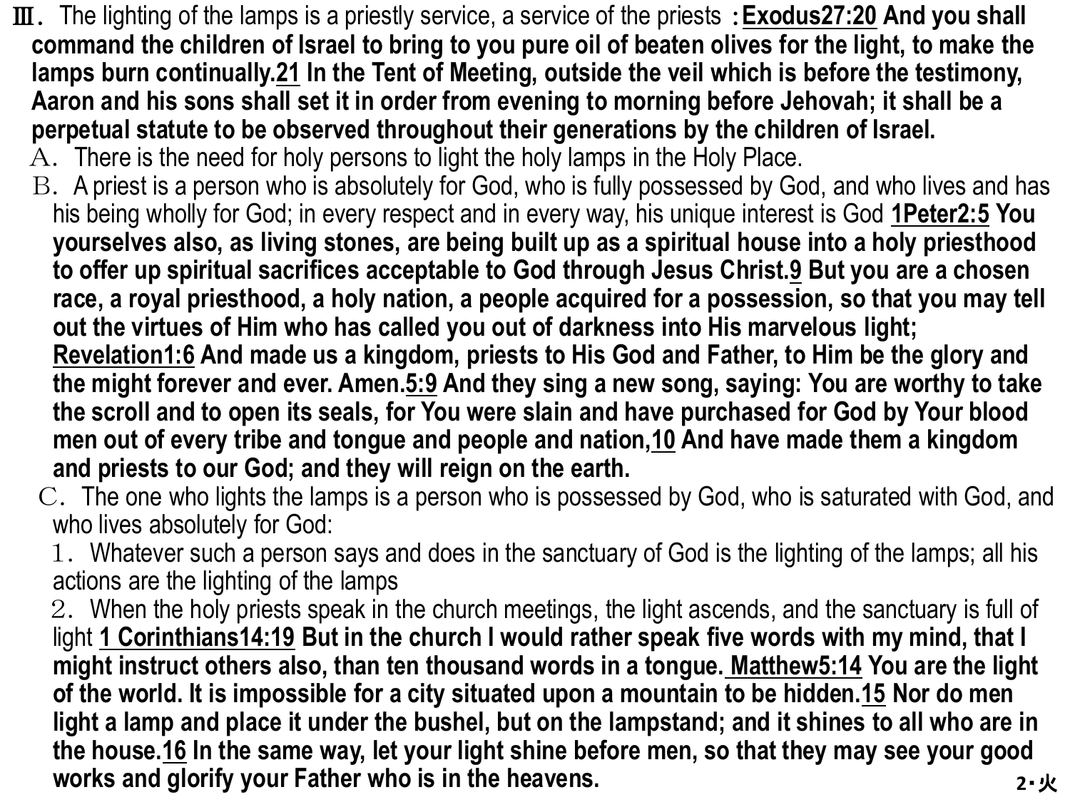Ⅲ. The lighting of the lamps is a priestly service, a service of the priests：**Exodus27:20 And you shall command the children of Israel to bring to you pure oil of beaten olives for the light, to make the lamps burn continually.21 In the Tent of Meeting, outside the veil which is before the testimony, Aaron and his sons shall set it in order from evening to morning before Jehovah; it shall be a perpetual statute to be observed throughout their generations by the children of Israel.**

A. There is the need for holy persons to light the holy lamps in the Holy Place.

B. A priest is a person who is absolutely for God, who is fully possessed by God, and who lives and has his being wholly for God; in every respect and in every way, his unique interest is God **1Peter2:5 You yourselves also, as living stones, are being built up as a spiritual house into a holy priesthood to offer up spiritual sacrifices acceptable to God through Jesus Christ.9 But you are a chosen race, a royal priesthood, a holy nation, a people acquired for a possession, so that you may tell out the virtues of Him who has called you out of darkness into His marvelous light; Revelation1:6 And made us a kingdom, priests to His God and Father, to Him be the glory and the might forever and ever. Amen.5:9 And they sing a new song, saying: You are worthy to take the scroll and to open its seals, for You were slain and have purchased for God by Your blood men out of every tribe and tongue and people and nation,10 And have made them a kingdom and priests to our God; and they will reign on the earth.**

C. The one who lights the lamps is a person who is possessed by God, who is saturated with God, and who lives absolutely for God:

1. Whatever such a person says and does in the sanctuary of God is the lighting of the lamps; all his actions are the lighting of the lamps

2. When the holy priests speak in the church meetings, the light ascends, and the sanctuary is full of light **1 Corinthians14:19 But in the church I would rather speak five words with my mind, that I might instruct others also, than ten thousand words in a tongue. Matthew5:14 You are the light of the world. It is impossible for a city situated upon a mountain to be hidden.15 Nor do men light a lamp and place it under the bushel, but on the lampstand; and it shines to all who are in the house.16 In the same way, let your light shine before men, so that they may see your good works and glorify your Father who is in the heavens.**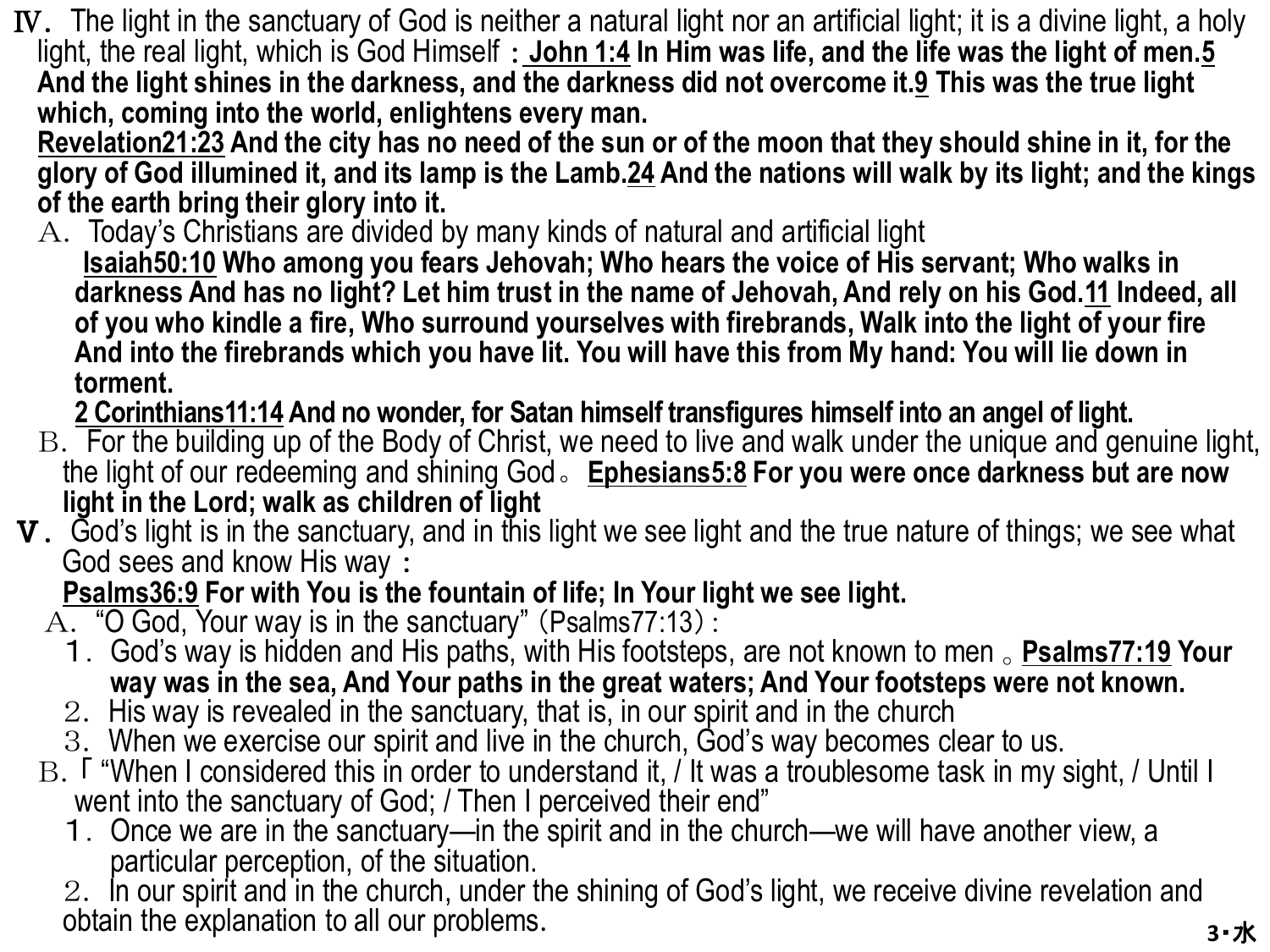Ⅳ. The light in the sanctuary of God is neither a natural light nor an artificial light; it is a divine light, a holy light, the real light, which is God Himself：**John 1:4 In Him was life, and the life was the light of men.5 And the light shines in the darkness, and the darkness did not overcome it.9 This was the true light which, coming into the world, enlightens every man.**
**Revelation21:23 And the city has no need of the sun or of the moon that they should shine in it, for the glory of God illumined it, and its lamp is the Lamb.24 And the nations will walk by its light; and the kings of the earth bring their glory into it.**

A. Today's Christians are divided by many kinds of natural and artificial light
**Isaiah50:10 Who among you fears Jehovah; Who hears the voice of His servant; Who walks in darkness And has no light? Let him trust in the name of Jehovah, And rely on his God.11 Indeed, all of you who kindle a fire, Who surround yourselves with firebrands, Walk into the light of your fire And into the firebrands which you have lit. You will have this from My hand: You will lie down in torment.**
**2 Corinthians11:14 And no wonder, for Satan himself transfigures himself into an angel of light.**

B. For the building up of the Body of Christ, we need to live and walk under the unique and genuine light, the light of our redeeming and shining God。**Ephesians5:8 For you were once darkness but are now light in the Lord; walk as children of light**

Ⅴ. God's light is in the sanctuary, and in this light we see light and the true nature of things; we see what God sees and know His way：
**Psalms36:9 For with You is the fountain of life; In Your light we see light.**

A. "O God, Your way is in the sanctuary" (Psalms77:13):

1. God's way is hidden and His paths, with His footsteps, are not known to men。**Psalms77:19 Your way was in the sea, And Your paths in the great waters; And Your footsteps were not known.**
2. His way is revealed in the sanctuary, that is, in our spirit and in the church
3. When we exercise our spirit and live in the church, God's way becomes clear to us.

B. 「"When I considered this in order to understand it, / It was a troublesome task in my sight, / Until I went into the sanctuary of God; / Then I perceived their end"

1. Once we are in the sanctuary—in the spirit and in the church—we will have another view, a particular perception, of the situation.
2. In our spirit and in the church, under the shining of God's light, we receive divine revelation and obtain the explanation to all our problems.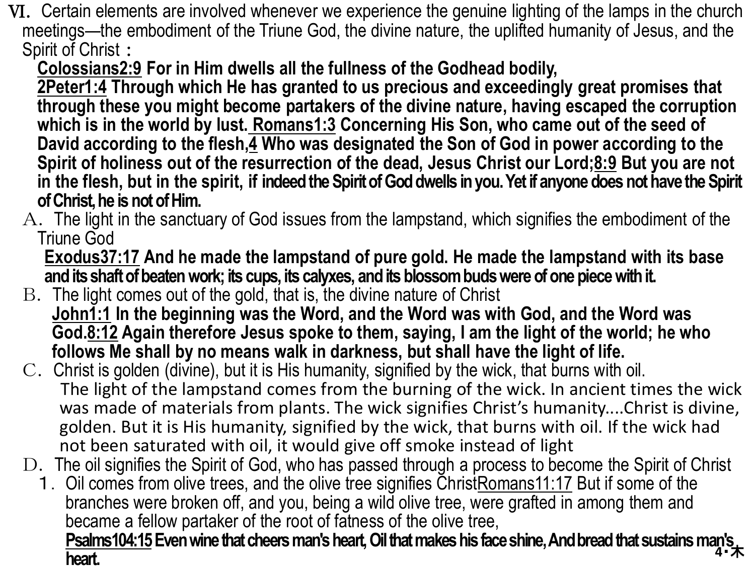VI. Certain elements are involved whenever we experience the genuine lighting of the lamps in the church meetings—the embodiment of the Triune God, the divine nature, the uplifted humanity of Jesus, and the Spirit of Christ：

**Colossians2:9 For in Him dwells all the fullness of the Godhead bodily,**
**2Peter1:4 Through which He has granted to us precious and exceedingly great promises that through these you might become partakers of the divine nature, having escaped the corruption which is in the world by lust. Romans1:3 Concerning His Son, who came out of the seed of David according to the flesh,4 Who was designated the Son of God in power according to the Spirit of holiness out of the resurrection of the dead, Jesus Christ our Lord;8:9 But you are not in the flesh, but in the spirit, if indeed the Spirit of God dwells in you. Yet if anyone does not have the Spirit of Christ, he is not of Him.**

A. The light in the sanctuary of God issues from the lampstand, which signifies the embodiment of the Triune God

**Exodus37:17 And he made the lampstand of pure gold. He made the lampstand with its base and its shaft of beaten work; its cups, its calyxes, and its blossom buds were of one piece with it.**

B. The light comes out of the gold, that is, the divine nature of Christ

**John1:1 In the beginning was the Word, and the Word was with God, and the Word was God.8:12 Again therefore Jesus spoke to them, saying, I am the light of the world; he who follows Me shall by no means walk in darkness, but shall have the light of life.**

C. Christ is golden (divine), but it is His humanity, signified by the wick, that burns with oil.

The light of the lampstand comes from the burning of the wick. In ancient times the wick was made of materials from plants. The wick signifies Christ's humanity....Christ is divine, golden. But it is His humanity, signified by the wick, that burns with oil. If the wick had not been saturated with oil, it would give off smoke instead of light

D. The oil signifies the Spirit of God, who has passed through a process to become the Spirit of Christ

1. Oil comes from olive trees, and the olive tree signifies ChristRomans11:17 But if some of the branches were broken off, and you, being a wild olive tree, were grafted in among them and became a fellow partaker of the root of fatness of the olive tree,

**Psalms104:15 Even wine that cheers man's heart, Oil that makes his face shine, And bread that sustains man's heart.**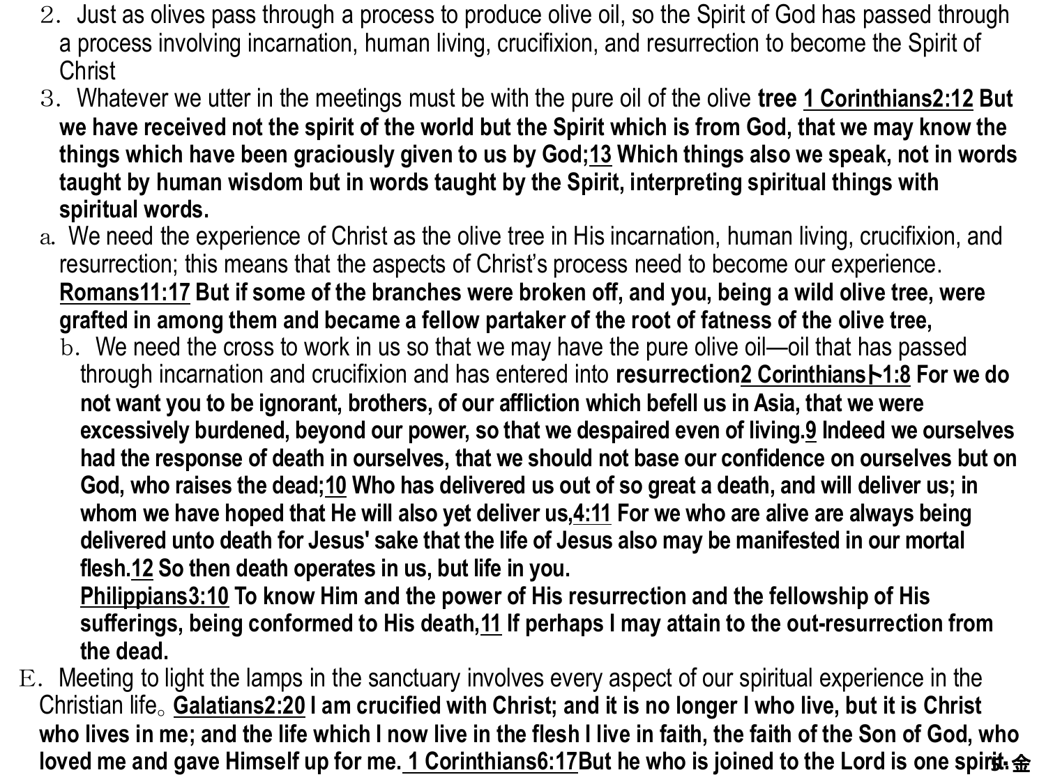2．Just as olives pass through a process to produce olive oil, so the Spirit of God has passed through a process involving incarnation, human living, crucifixion, and resurrection to become the Spirit of Christ

3．Whatever we utter in the meetings must be with the pure oil of the olive **tree** **1 Corinthians2:12 But we have received not the spirit of the world but the Spirit which is from God, that we may know the things which have been graciously given to us by God;13 Which things also we speak, not in words taught by human wisdom but in words taught by the Spirit, interpreting spiritual things with spiritual words.**

a. We need the experience of Christ as the olive tree in His incarnation, human living, crucifixion, and resurrection; this means that the aspects of Christ's process need to become our experience. **Romans11:17 But if some of the branches were broken off, and you, being a wild olive tree, were grafted in among them and became a fellow partaker of the root of fatness of the olive tree,**

b．We need the cross to work in us so that we may have the pure olive oil—oil that has passed through incarnation and crucifixion and has entered into **resurrection2 Corinthians1:8 For we do not want you to be ignorant, brothers, of our affliction which befell us in Asia, that we were excessively burdened, beyond our power, so that we despaired even of living.9 Indeed we ourselves had the response of death in ourselves, that we should not base our confidence on ourselves but on God, who raises the dead;10 Who has delivered us out of so great a death, and will deliver us; in whom we have hoped that He will also yet deliver us,4:11 For we who are alive are always being delivered unto death for Jesus' sake that the life of Jesus also may be manifested in our mortal flesh.12 So then death operates in us, but life in you.**

**Philippians3:10 To know Him and the power of His resurrection and the fellowship of His sufferings, being conformed to His death,11 If perhaps I may attain to the out-resurrection from the dead.**

E．Meeting to light the lamps in the sanctuary involves every aspect of our spiritual experience in the Christian life。 **Galatians2:20 I am crucified with Christ; and it is no longer I who live, but it is Christ who lives in me; and the life which I now live in the flesh I live in faith, the faith of the Son of God, who loved me and gave Himself up for me. 1 Corinthians6:17But he who is joined to the Lord is one spirit.**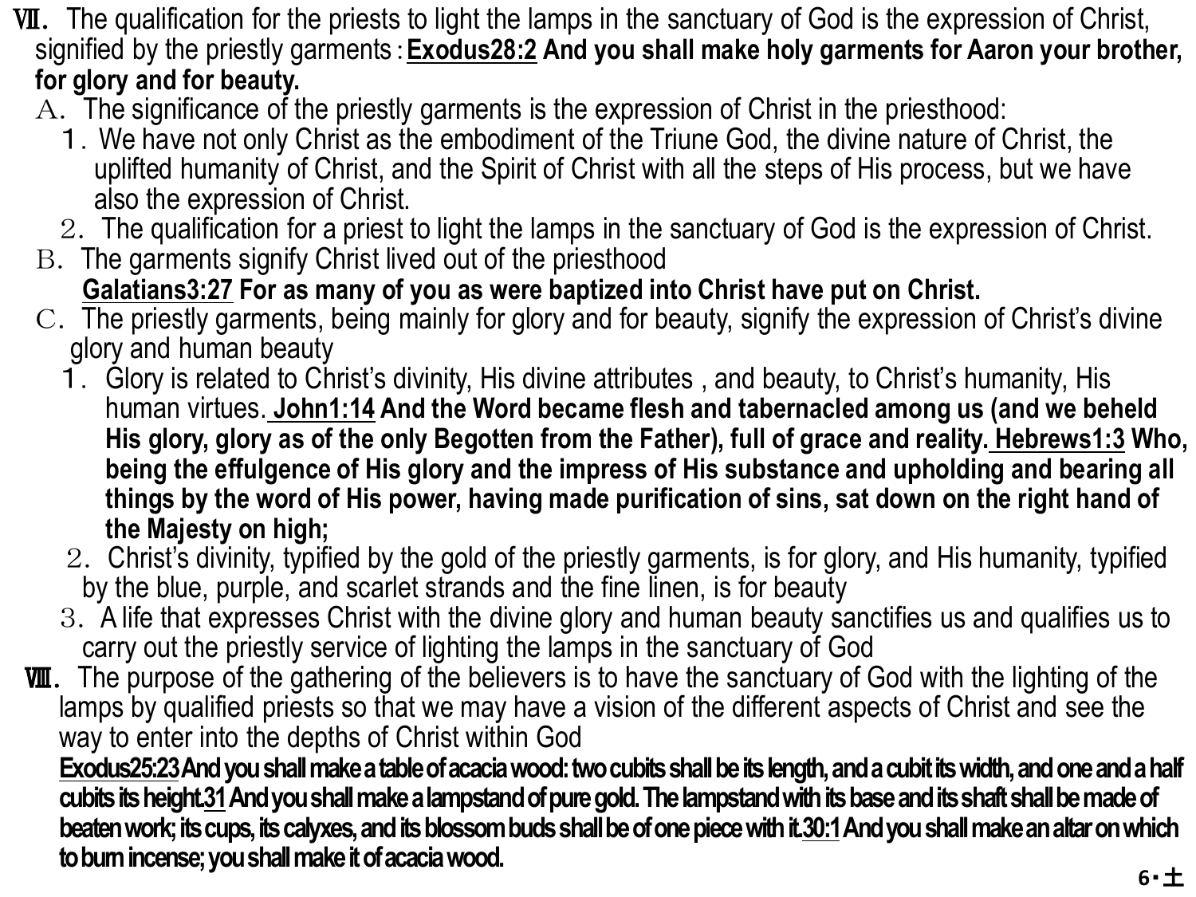Ⅶ. The qualification for the priests to light the lamps in the sanctuary of God is the expression of Christ, signified by the priestly garments：**Exodus28:2 And you shall make holy garments for Aaron your brother, for glory and for beauty.**

A. The significance of the priestly garments is the expression of Christ in the priesthood:

1. We have not only Christ as the embodiment of the Triune God, the divine nature of Christ, the uplifted humanity of Christ, and the Spirit of Christ with all the steps of His process, but we have also the expression of Christ.
2. The qualification for a priest to light the lamps in the sanctuary of God is the expression of Christ.

B. The garments signify Christ lived out of the priesthood
**Galatians3:27 For as many of you as were baptized into Christ have put on Christ.**

C. The priestly garments, being mainly for glory and for beauty, signify the expression of Christ's divine glory and human beauty

1. Glory is related to Christ's divinity, His divine attributes , and beauty, to Christ's humanity, His human virtues. **John1:14 And the Word became flesh and tabernacled among us (and we beheld His glory, glory as of the only Begotten from the Father), full of grace and reality. Hebrews1:3 Who, being the effulgence of His glory and the impress of His substance and upholding and bearing all things by the word of His power, having made purification of sins, sat down on the right hand of the Majesty on high;**
2. Christ's divinity, typified by the gold of the priestly garments, is for glory, and His humanity, typified by the blue, purple, and scarlet strands and the fine linen, is for beauty
3. A life that expresses Christ with the divine glory and human beauty sanctifies us and qualifies us to carry out the priestly service of lighting the lamps in the sanctuary of God

Ⅷ. The purpose of the gathering of the believers is to have the sanctuary of God with the lighting of the lamps by qualified priests so that we may have a vision of the different aspects of Christ and see the way to enter into the depths of Christ within God
**Exodus25:23 And you shall make a table of acacia wood: two cubits shall be its length, and a cubit its width, and one and a half cubits its height. 31 And you shall make a lampstand of pure gold. The lampstand with its base and its shaft shall be made of beaten work; its cups, its calyxes, and its blossom buds shall be of one piece with it. 30:1 And you shall make an altar on which to burn incense; you shall make it of acacia wood.**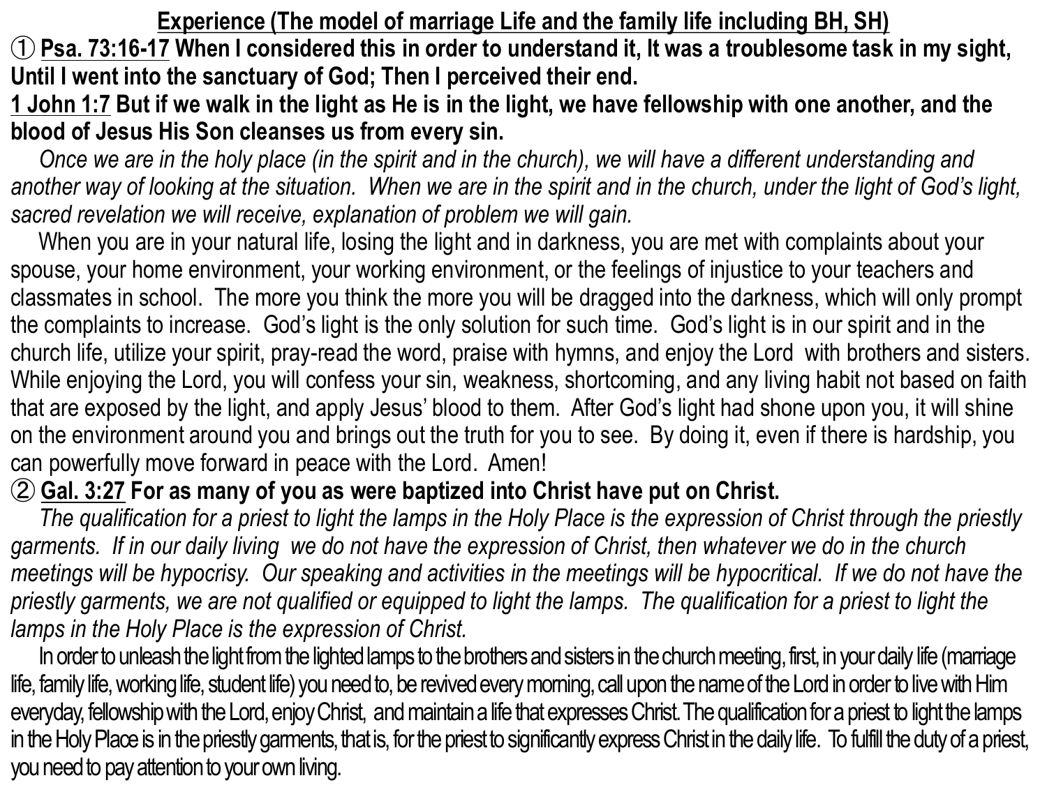## Experience (The model of marriage Life and the family life including BH, SH)

① **Psa. 73:16-17 When I considered this in order to understand it, It was a troublesome task in my sight, Until I went into the sanctuary of God; Then I perceived their end.**

**1 John 1:7 But if we walk in the light as He is in the light, we have fellowship with one another, and the blood of Jesus His Son cleanses us from every sin.**

*Once we are in the holy place (in the spirit and in the church), we will have a different understanding and another way of looking at the situation. When we are in the spirit and in the church, under the light of God's light, sacred revelation we will receive, explanation of problem we will gain.*

When you are in your natural life, losing the light and in darkness, you are met with complaints about your spouse, your home environment, your working environment, or the feelings of injustice to your teachers and classmates in school. The more you think the more you will be dragged into the darkness, which will only prompt the complaints to increase. God's light is the only solution for such time. God's light is in our spirit and in the church life, utilize your spirit, pray-read the word, praise with hymns, and enjoy the Lord with brothers and sisters. While enjoying the Lord, you will confess your sin, weakness, shortcoming, and any living habit not based on faith that are exposed by the light, and apply Jesus' blood to them. After God's light had shone upon you, it will shine on the environment around you and brings out the truth for you to see. By doing it, even if there is hardship, you can powerfully move forward in peace with the Lord. Amen!

② **Gal. 3:27 For as many of you as were baptized into Christ have put on Christ.**

*The qualification for a priest to light the lamps in the Holy Place is the expression of Christ through the priestly garments. If in our daily living we do not have the expression of Christ, then whatever we do in the church meetings will be hypocrisy. Our speaking and activities in the meetings will be hypocritical. If we do not have the priestly garments, we are not qualified or equipped to light the lamps. The qualification for a priest to light the lamps in the Holy Place is the expression of Christ.*

In order to unleash the light from the lighted lamps to the brothers and sisters in the church meeting, first, in your daily life (marriage life, family life, working life, student life) you need to, be revived every morning, call upon the name of the Lord in order to live with Him everyday, fellowship with the Lord, enjoy Christ, and maintain a life that expresses Christ. The qualification for a priest to light the lamps in the Holy Place is in the priestly garments, that is, for the priest to significantly express Christ in the daily life. To fulfill the duty of a priest, you need to pay attention to your own living.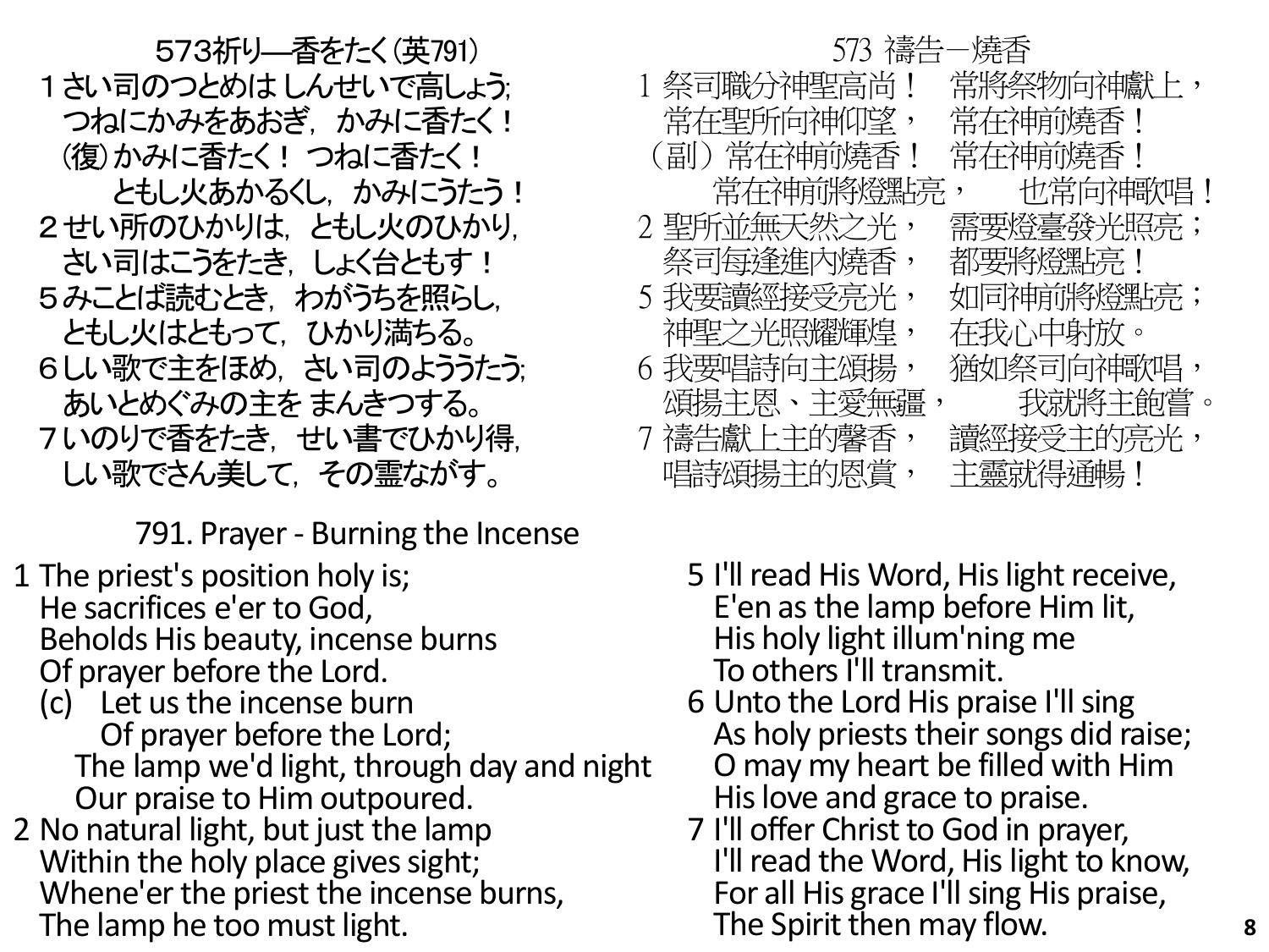## 573祈り—香をたく(英791)

1さい司のつとめはしんせいで高しょう;
つねにかみをあおぎ，かみに香たく!
(復)かみに香たく! つねに香たく!
ともし火あかるくし，かみにうたう!

2せい所のひかりは，ともし火のひかり，
さい司はこうをたき，しょく台ともす!

5みことば読むとき，わがうちを照らし，
ともし火はともって，ひかり満ちる。

6しい歌で主をほめ，さい司のよううたう;
あいとめぐみの主を まんきつする。

7いのりで香をたき，せい書でひかり得，
しい歌でさん美して，その霊ながす。

## 573 禱告－燒香

1 祭司職分神聖高尚！　常將祭物向神獻上，
常在聖所向神仰望，　常在神前燒香！
（副）常在神前燒香！　常在神前燒香！
常在神前將燈點亮，　也常向神歌唱！

2 聖所並無天然之光，　需要燈臺發光照亮；
祭司每逢進內燒香，　都要將燈點亮！

5 我要讀經接受亮光，　如同神前將燈點亮；
神聖之光照耀輝煌，　在我心中射放。

6 我要唱詩向主頌揚，　猶如祭司向神歌唱，
頌揚主恩、主愛無疆，　我就將主飽嘗。

7 禱告獻上主的馨香，　讀經接受主的亮光，
唱詩頌揚主的恩賞，　主靈就得通暢！

## 791. Prayer - Burning the Incense

1 The priest's position holy is;
He sacrifices e'er to God,
Beholds His beauty, incense burns
Of prayer before the Lord.
(c) Let us the incense burn
Of prayer before the Lord;
The lamp we'd light, through day and night
Our praise to Him outpoured.

2 No natural light, but just the lamp
Within the holy place gives sight;
Whene'er the priest the incense burns,
The lamp he too must light.

5 I'll read His Word, His light receive,
E'en as the lamp before Him lit,
His holy light illum'ning me
To others I'll transmit.

6 Unto the Lord His praise I'll sing
As holy priests their songs did raise;
O may my heart be filled with Him
His love and grace to praise.

7 I'll offer Christ to God in prayer,
I'll read the Word, His light to know,
For all His grace I'll sing His praise,
The Spirit then may flow.